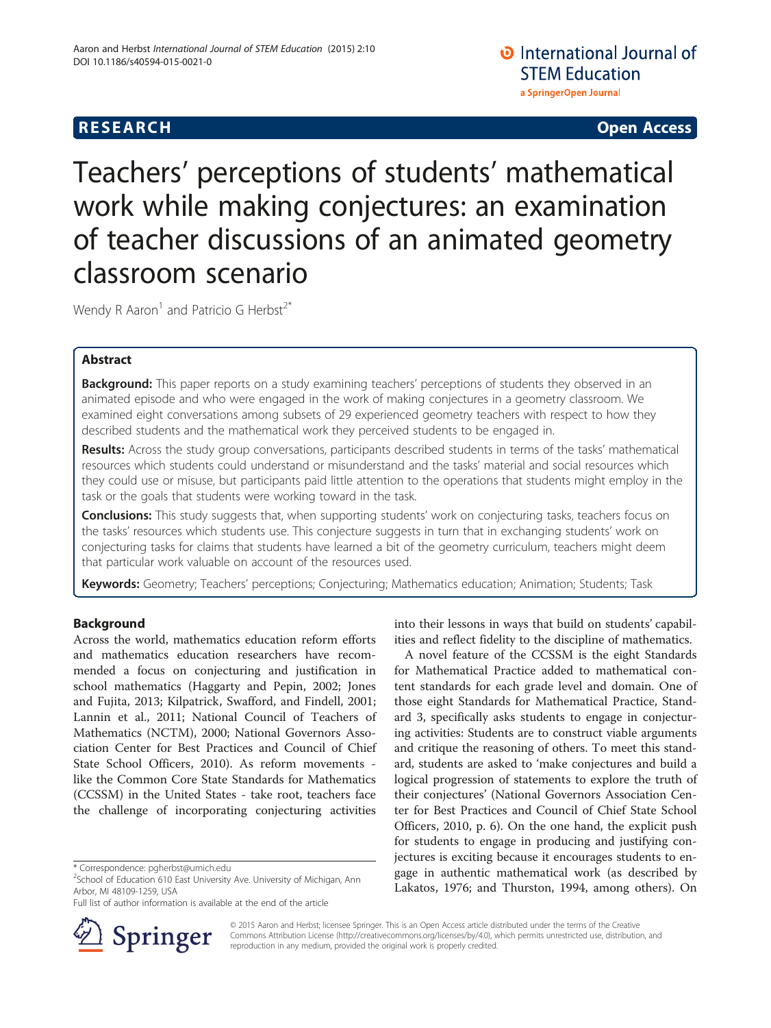# Teachers' perceptions of students' mathematical work while making conjectures: an examination of teacher discussions of an animated geometry classroom scenario

Wendy R Aaron[1] and Patricio G Herbst[2*]

## Abstract

**Background:** This paper reports on a study examining teachers' perceptions of students they observed in an animated episode and who were engaged in the work of making conjectures in a geometry classroom. We examined eight conversations among subsets of 29 experienced geometry teachers with respect to how they described students and the mathematical work they perceived students to be engaged in.

**Results:** Across the study group conversations, participants described students in terms of the tasks' mathematical resources which students could understand or misunderstand and the tasks' material and social resources which they could use or misuse, but participants paid little attention to the operations that students might employ in the task or the goals that students were working toward in the task.

**Conclusions:** This study suggests that, when supporting students' work on conjecturing tasks, teachers focus on the tasks' resources which students use. This conjecture suggests in turn that in exchanging students' work on conjecturing tasks for claims that students have learned a bit of the geometry curriculum, teachers might deem that particular work valuable on account of the resources used.

**Keywords:** Geometry; Teachers' perceptions; Conjecturing; Mathematics education; Animation; Students; Task

## Background

Across the world, mathematics education reform efforts and mathematics education researchers have recommended a focus on conjecturing and justification in school mathematics (Haggarty and Pepin, 2002; Jones and Fujita, 2013; Kilpatrick, Swafford, and Findell, 2001; Lannin et al., 2011; National Council of Teachers of Mathematics (NCTM), 2000; National Governors Association Center for Best Practices and Council of Chief State School Officers, 2010). As reform movements - like the Common Core State Standards for Mathematics (CCSSM) in the United States - take root, teachers face the challenge of incorporating conjecturing activities into their lessons in ways that build on students' capabilities and reflect fidelity to the discipline of mathematics.

A novel feature of the CCSSM is the eight Standards for Mathematical Practice added to mathematical content standards for each grade level and domain. One of those eight Standards for Mathematical Practice, Standard 3, specifically asks students to engage in conjecturing activities: Students are to construct viable arguments and critique the reasoning of others. To meet this standard, students are asked to 'make conjectures and build a logical progression of statements to explore the truth of their conjectures' (National Governors Association Center for Best Practices and Council of Chief State School Officers, 2010, p. 6). On the one hand, the explicit push for students to engage in producing and justifying conjectures is exciting because it encourages students to engage in authentic mathematical work (as described by Lakatos, 1976; and Thurston, 1994, among others). On

\* Correspondence: pgherbst@umich.edu
[2]School of Education 610 East University Ave. University of Michigan, Ann Arbor, MI 48109-1259, USA
Full list of author information is available at the end of the article

© 2015 Aaron and Herbst; licensee Springer. This is an Open Access article distributed under the terms of the Creative Commons Attribution License (http://creativecommons.org/licenses/by/4.0), which permits unrestricted use, distribution, and reproduction in any medium, provided the original work is properly credited.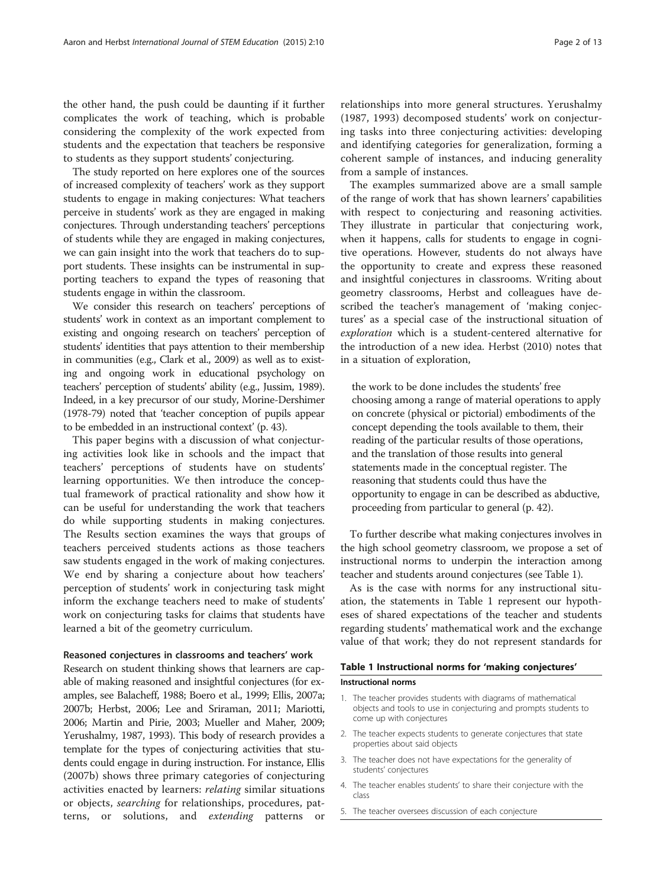the other hand, the push could be daunting if it further complicates the work of teaching, which is probable considering the complexity of the work expected from students and the expectation that teachers be responsive to students as they support students' conjecturing.

The study reported on here explores one of the sources of increased complexity of teachers' work as they support students to engage in making conjectures: What teachers perceive in students' work as they are engaged in making conjectures. Through understanding teachers' perceptions of students while they are engaged in making conjectures, we can gain insight into the work that teachers do to support students. These insights can be instrumental in supporting teachers to expand the types of reasoning that students engage in within the classroom.

We consider this research on teachers' perceptions of students' work in context as an important complement to existing and ongoing research on teachers' perception of students' identities that pays attention to their membership in communities (e.g., Clark et al., 2009) as well as to existing and ongoing work in educational psychology on teachers' perception of students' ability (e.g., Jussim, 1989). Indeed, in a key precursor of our study, Morine-Dershimer (1978-79) noted that 'teacher conception of pupils appear to be embedded in an instructional context' (p. 43).

This paper begins with a discussion of what conjecturing activities look like in schools and the impact that teachers' perceptions of students have on students' learning opportunities. We then introduce the conceptual framework of practical rationality and show how it can be useful for understanding the work that teachers do while supporting students in making conjectures. The Results section examines the ways that groups of teachers perceived students actions as those teachers saw students engaged in the work of making conjectures. We end by sharing a conjecture about how teachers' perception of students' work in conjecturing task might inform the exchange teachers need to make of students' work on conjecturing tasks for claims that students have learned a bit of the geometry curriculum.

### Reasoned conjectures in classrooms and teachers' work

Research on student thinking shows that learners are capable of making reasoned and insightful conjectures (for examples, see Balacheff, 1988; Boero et al., 1999; Ellis, 2007a; 2007b; Herbst, 2006; Lee and Sriraman, 2011; Mariotti, 2006; Martin and Pirie, 2003; Mueller and Maher, 2009; Yerushalmy, 1987, 1993). This body of research provides a template for the types of conjecturing activities that students could engage in during instruction. For instance, Ellis (2007b) shows three primary categories of conjecturing activities enacted by learners: *relating* similar situations or objects, *searching* for relationships, procedures, patterns, or solutions, and *extending* patterns or relationships into more general structures. Yerushalmy (1987, 1993) decomposed students' work on conjecturing tasks into three conjecturing activities: developing and identifying categories for generalization, forming a coherent sample of instances, and inducing generality from a sample of instances.

The examples summarized above are a small sample of the range of work that has shown learners' capabilities with respect to conjecturing and reasoning activities. They illustrate in particular that conjecturing work, when it happens, calls for students to engage in cognitive operations. However, students do not always have the opportunity to create and express these reasoned and insightful conjectures in classrooms. Writing about geometry classrooms, Herbst and colleagues have described the teacher's management of 'making conjectures' as a special case of the instructional situation of *exploration* which is a student-centered alternative for the introduction of a new idea. Herbst (2010) notes that in a situation of exploration,

> the work to be done includes the students' free choosing among a range of material operations to apply on concrete (physical or pictorial) embodiments of the concept depending the tools available to them, their reading of the particular results of those operations, and the translation of those results into general statements made in the conceptual register. The reasoning that students could thus have the opportunity to engage in can be described as abductive, proceeding from particular to general (p. 42).

To further describe what making conjectures involves in the high school geometry classroom, we propose a set of instructional norms to underpin the interaction among teacher and students around conjectures (see Table 1).

As is the case with norms for any instructional situation, the statements in Table 1 represent our hypotheses of shared expectations of the teacher and students regarding students' mathematical work and the exchange value of that work; they do not represent standards for

**Table 1 Instructional norms for 'making conjectures'**

| Instructional norms |
|---|
| 1. The teacher provides students with diagrams of mathematical objects and tools to use in conjecturing and prompts students to come up with conjectures |
| 2. The teacher expects students to generate conjectures that state properties about said objects |
| 3. The teacher does not have expectations for the generality of students' conjectures |
| 4. The teacher enables students' to share their conjecture with the class |
| 5. The teacher oversees discussion of each conjecture |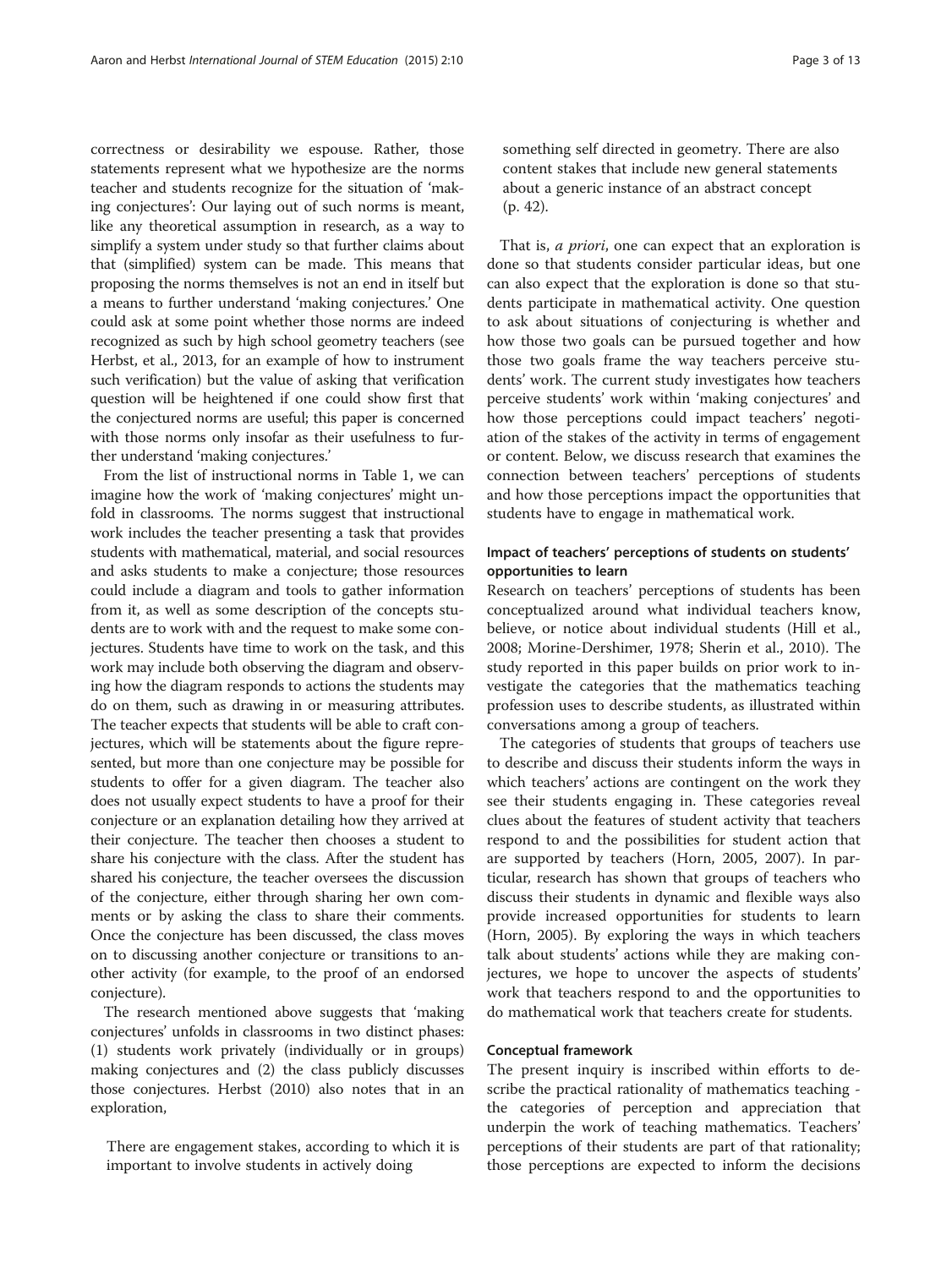correctness or desirability we espouse. Rather, those statements represent what we hypothesize are the norms teacher and students recognize for the situation of 'making conjectures': Our laying out of such norms is meant, like any theoretical assumption in research, as a way to simplify a system under study so that further claims about that (simplified) system can be made. This means that proposing the norms themselves is not an end in itself but a means to further understand 'making conjectures.' One could ask at some point whether those norms are indeed recognized as such by high school geometry teachers (see Herbst, et al., 2013, for an example of how to instrument such verification) but the value of asking that verification question will be heightened if one could show first that the conjectured norms are useful; this paper is concerned with those norms only insofar as their usefulness to further understand 'making conjectures.'

From the list of instructional norms in Table 1, we can imagine how the work of 'making conjectures' might unfold in classrooms. The norms suggest that instructional work includes the teacher presenting a task that provides students with mathematical, material, and social resources and asks students to make a conjecture; those resources could include a diagram and tools to gather information from it, as well as some description of the concepts students are to work with and the request to make some conjectures. Students have time to work on the task, and this work may include both observing the diagram and observing how the diagram responds to actions the students may do on them, such as drawing in or measuring attributes. The teacher expects that students will be able to craft conjectures, which will be statements about the figure represented, but more than one conjecture may be possible for students to offer for a given diagram. The teacher also does not usually expect students to have a proof for their conjecture or an explanation detailing how they arrived at their conjecture. The teacher then chooses a student to share his conjecture with the class. After the student has shared his conjecture, the teacher oversees the discussion of the conjecture, either through sharing her own comments or by asking the class to share their comments. Once the conjecture has been discussed, the class moves on to discussing another conjecture or transitions to another activity (for example, to the proof of an endorsed conjecture).

The research mentioned above suggests that 'making conjectures' unfolds in classrooms in two distinct phases: (1) students work privately (individually or in groups) making conjectures and (2) the class publicly discusses those conjectures. Herbst (2010) also notes that in an exploration,

> There are engagement stakes, according to which it is important to involve students in actively doing something self directed in geometry. There are also content stakes that include new general statements about a generic instance of an abstract concept (p. 42).

That is, *a priori*, one can expect that an exploration is done so that students consider particular ideas, but one can also expect that the exploration is done so that students participate in mathematical activity. One question to ask about situations of conjecturing is whether and how those two goals can be pursued together and how those two goals frame the way teachers perceive students' work. The current study investigates how teachers perceive students' work within 'making conjectures' and how those perceptions could impact teachers' negotiation of the stakes of the activity in terms of engagement or content. Below, we discuss research that examines the connection between teachers' perceptions of students and how those perceptions impact the opportunities that students have to engage in mathematical work.

### Impact of teachers' perceptions of students on students' opportunities to learn

Research on teachers' perceptions of students has been conceptualized around what individual teachers know, believe, or notice about individual students (Hill et al., 2008; Morine-Dershimer, 1978; Sherin et al., 2010). The study reported in this paper builds on prior work to investigate the categories that the mathematics teaching profession uses to describe students, as illustrated within conversations among a group of teachers.

The categories of students that groups of teachers use to describe and discuss their students inform the ways in which teachers' actions are contingent on the work they see their students engaging in. These categories reveal clues about the features of student activity that teachers respond to and the possibilities for student action that are supported by teachers (Horn, 2005, 2007). In particular, research has shown that groups of teachers who discuss their students in dynamic and flexible ways also provide increased opportunities for students to learn (Horn, 2005). By exploring the ways in which teachers talk about students' actions while they are making conjectures, we hope to uncover the aspects of students' work that teachers respond to and the opportunities to do mathematical work that teachers create for students.

### Conceptual framework

The present inquiry is inscribed within efforts to describe the practical rationality of mathematics teaching - the categories of perception and appreciation that underpin the work of teaching mathematics. Teachers' perceptions of their students are part of that rationality; those perceptions are expected to inform the decisions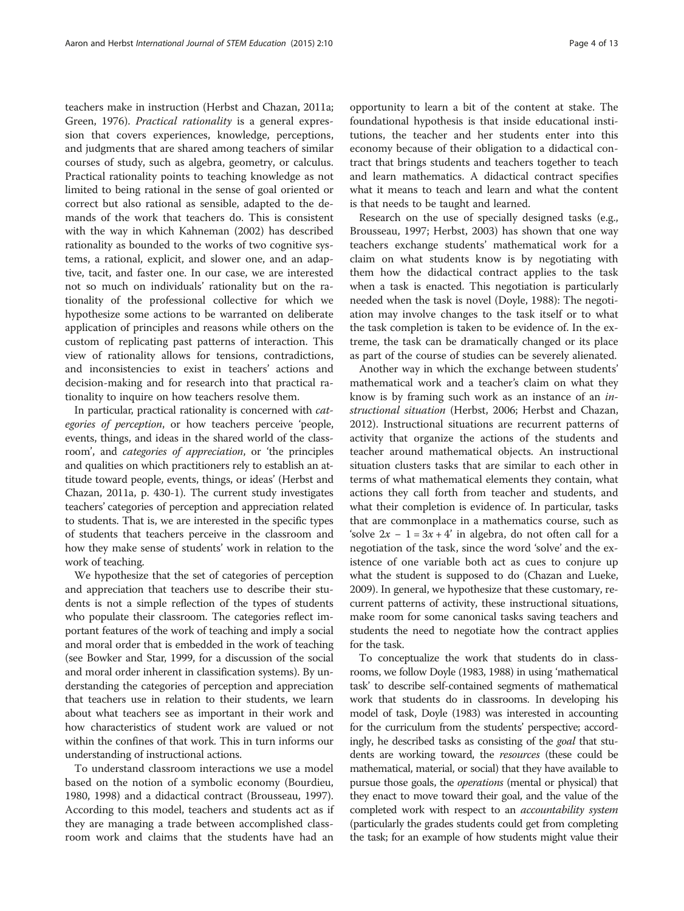teachers make in instruction (Herbst and Chazan, 2011a; Green, 1976). *Practical rationality* is a general expression that covers experiences, knowledge, perceptions, and judgments that are shared among teachers of similar courses of study, such as algebra, geometry, or calculus. Practical rationality points to teaching knowledge as not limited to being rational in the sense of goal oriented or correct but also rational as sensible, adapted to the demands of the work that teachers do. This is consistent with the way in which Kahneman (2002) has described rationality as bounded to the works of two cognitive systems, a rational, explicit, and slower one, and an adaptive, tacit, and faster one. In our case, we are interested not so much on individuals' rationality but on the rationality of the professional collective for which we hypothesize some actions to be warranted on deliberate application of principles and reasons while others on the custom of replicating past patterns of interaction. This view of rationality allows for tensions, contradictions, and inconsistencies to exist in teachers' actions and decision-making and for research into that practical rationality to inquire on how teachers resolve them.

In particular, practical rationality is concerned with *categories of perception*, or how teachers perceive 'people, events, things, and ideas in the shared world of the classroom', and *categories of appreciation*, or 'the principles and qualities on which practitioners rely to establish an attitude toward people, events, things, or ideas' (Herbst and Chazan, 2011a, p. 430-1). The current study investigates teachers' categories of perception and appreciation related to students. That is, we are interested in the specific types of students that teachers perceive in the classroom and how they make sense of students' work in relation to the work of teaching.

We hypothesize that the set of categories of perception and appreciation that teachers use to describe their students is not a simple reflection of the types of students who populate their classroom. The categories reflect important features of the work of teaching and imply a social and moral order that is embedded in the work of teaching (see Bowker and Star, 1999, for a discussion of the social and moral order inherent in classification systems). By understanding the categories of perception and appreciation that teachers use in relation to their students, we learn about what teachers see as important in their work and how characteristics of student work are valued or not within the confines of that work. This in turn informs our understanding of instructional actions.

To understand classroom interactions we use a model based on the notion of a symbolic economy (Bourdieu, 1980, 1998) and a didactical contract (Brousseau, 1997). According to this model, teachers and students act as if they are managing a trade between accomplished classroom work and claims that the students have had an opportunity to learn a bit of the content at stake. The foundational hypothesis is that inside educational institutions, the teacher and her students enter into this economy because of their obligation to a didactical contract that brings students and teachers together to teach and learn mathematics. A didactical contract specifies what it means to teach and learn and what the content is that needs to be taught and learned.

Research on the use of specially designed tasks (e.g., Brousseau, 1997; Herbst, 2003) has shown that one way teachers exchange students' mathematical work for a claim on what students know is by negotiating with them how the didactical contract applies to the task when a task is enacted. This negotiation is particularly needed when the task is novel (Doyle, 1988): The negotiation may involve changes to the task itself or to what the task completion is taken to be evidence of. In the extreme, the task can be dramatically changed or its place as part of the course of studies can be severely alienated.

Another way in which the exchange between students' mathematical work and a teacher's claim on what they know is by framing such work as an instance of an *instructional situation* (Herbst, 2006; Herbst and Chazan, 2012). Instructional situations are recurrent patterns of activity that organize the actions of the students and teacher around mathematical objects. An instructional situation clusters tasks that are similar to each other in terms of what mathematical elements they contain, what actions they call forth from teacher and students, and what their completion is evidence of. In particular, tasks that are commonplace in a mathematics course, such as 'solve $2x - 1 = 3x + 4$' in algebra, do not often call for a negotiation of the task, since the word 'solve' and the existence of one variable both act as cues to conjure up what the student is supposed to do (Chazan and Lueke, 2009). In general, we hypothesize that these customary, recurrent patterns of activity, these instructional situations, make room for some canonical tasks saving teachers and students the need to negotiate how the contract applies for the task.

To conceptualize the work that students do in classrooms, we follow Doyle (1983, 1988) in using 'mathematical task' to describe self-contained segments of mathematical work that students do in classrooms. In developing his model of task, Doyle (1983) was interested in accounting for the curriculum from the students' perspective; accordingly, he described tasks as consisting of the *goal* that students are working toward, the *resources* (these could be mathematical, material, or social) that they have available to pursue those goals, the *operations* (mental or physical) that they enact to move toward their goal, and the value of the completed work with respect to an *accountability system* (particularly the grades students could get from completing the task; for an example of how students might value their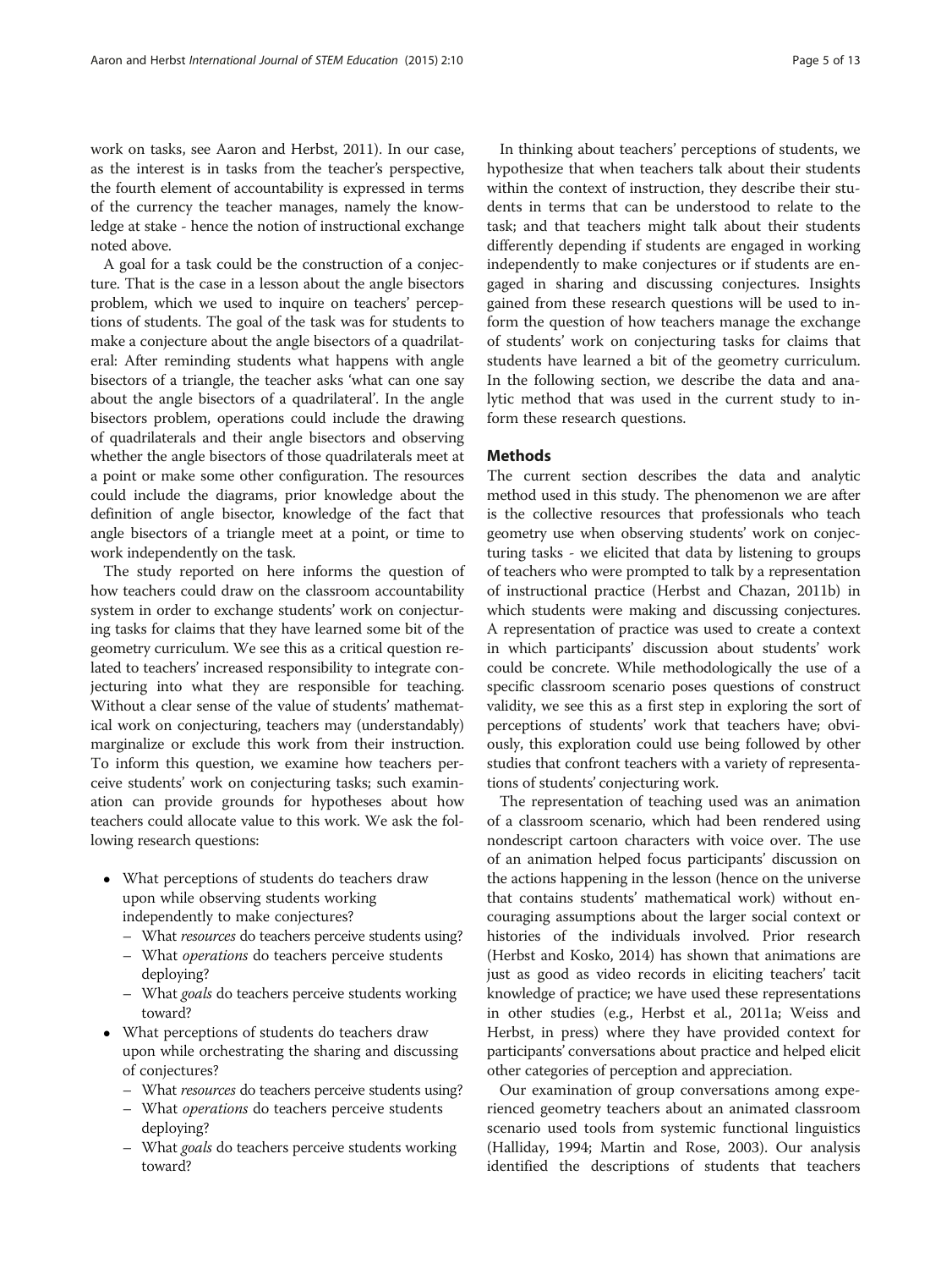work on tasks, see Aaron and Herbst, 2011). In our case, as the interest is in tasks from the teacher's perspective, the fourth element of accountability is expressed in terms of the currency the teacher manages, namely the knowledge at stake - hence the notion of instructional exchange noted above.

A goal for a task could be the construction of a conjecture. That is the case in a lesson about the angle bisectors problem, which we used to inquire on teachers' perceptions of students. The goal of the task was for students to make a conjecture about the angle bisectors of a quadrilateral: After reminding students what happens with angle bisectors of a triangle, the teacher asks 'what can one say about the angle bisectors of a quadrilateral'. In the angle bisectors problem, operations could include the drawing of quadrilaterals and their angle bisectors and observing whether the angle bisectors of those quadrilaterals meet at a point or make some other configuration. The resources could include the diagrams, prior knowledge about the definition of angle bisector, knowledge of the fact that angle bisectors of a triangle meet at a point, or time to work independently on the task.

The study reported on here informs the question of how teachers could draw on the classroom accountability system in order to exchange students' work on conjecturing tasks for claims that they have learned some bit of the geometry curriculum. We see this as a critical question related to teachers' increased responsibility to integrate conjecturing into what they are responsible for teaching. Without a clear sense of the value of students' mathematical work on conjecturing, teachers may (understandably) marginalize or exclude this work from their instruction. To inform this question, we examine how teachers perceive students' work on conjecturing tasks; such examination can provide grounds for hypotheses about how teachers could allocate value to this work. We ask the following research questions:

- What perceptions of students do teachers draw upon while observing students working independently to make conjectures?
  - What *resources* do teachers perceive students using?
  - What *operations* do teachers perceive students deploying?
  - What *goals* do teachers perceive students working toward?
- What perceptions of students do teachers draw upon while orchestrating the sharing and discussing of conjectures?
  - What *resources* do teachers perceive students using?
  - What *operations* do teachers perceive students deploying?
  - What *goals* do teachers perceive students working toward?

In thinking about teachers' perceptions of students, we hypothesize that when teachers talk about their students within the context of instruction, they describe their students in terms that can be understood to relate to the task; and that teachers might talk about their students differently depending if students are engaged in working independently to make conjectures or if students are engaged in sharing and discussing conjectures. Insights gained from these research questions will be used to inform the question of how teachers manage the exchange of students' work on conjecturing tasks for claims that students have learned a bit of the geometry curriculum. In the following section, we describe the data and analytic method that was used in the current study to inform these research questions.

## Methods

The current section describes the data and analytic method used in this study. The phenomenon we are after is the collective resources that professionals who teach geometry use when observing students' work on conjecturing tasks - we elicited that data by listening to groups of teachers who were prompted to talk by a representation of instructional practice (Herbst and Chazan, 2011b) in which students were making and discussing conjectures. A representation of practice was used to create a context in which participants' discussion about students' work could be concrete. While methodologically the use of a specific classroom scenario poses questions of construct validity, we see this as a first step in exploring the sort of perceptions of students' work that teachers have; obviously, this exploration could use being followed by other studies that confront teachers with a variety of representations of students' conjecturing work.

The representation of teaching used was an animation of a classroom scenario, which had been rendered using nondescript cartoon characters with voice over. The use of an animation helped focus participants' discussion on the actions happening in the lesson (hence on the universe that contains students' mathematical work) without encouraging assumptions about the larger social context or histories of the individuals involved. Prior research (Herbst and Kosko, 2014) has shown that animations are just as good as video records in eliciting teachers' tacit knowledge of practice; we have used these representations in other studies (e.g., Herbst et al., 2011a; Weiss and Herbst, in press) where they have provided context for participants' conversations about practice and helped elicit other categories of perception and appreciation.

Our examination of group conversations among experienced geometry teachers about an animated classroom scenario used tools from systemic functional linguistics (Halliday, 1994; Martin and Rose, 2003). Our analysis identified the descriptions of students that teachers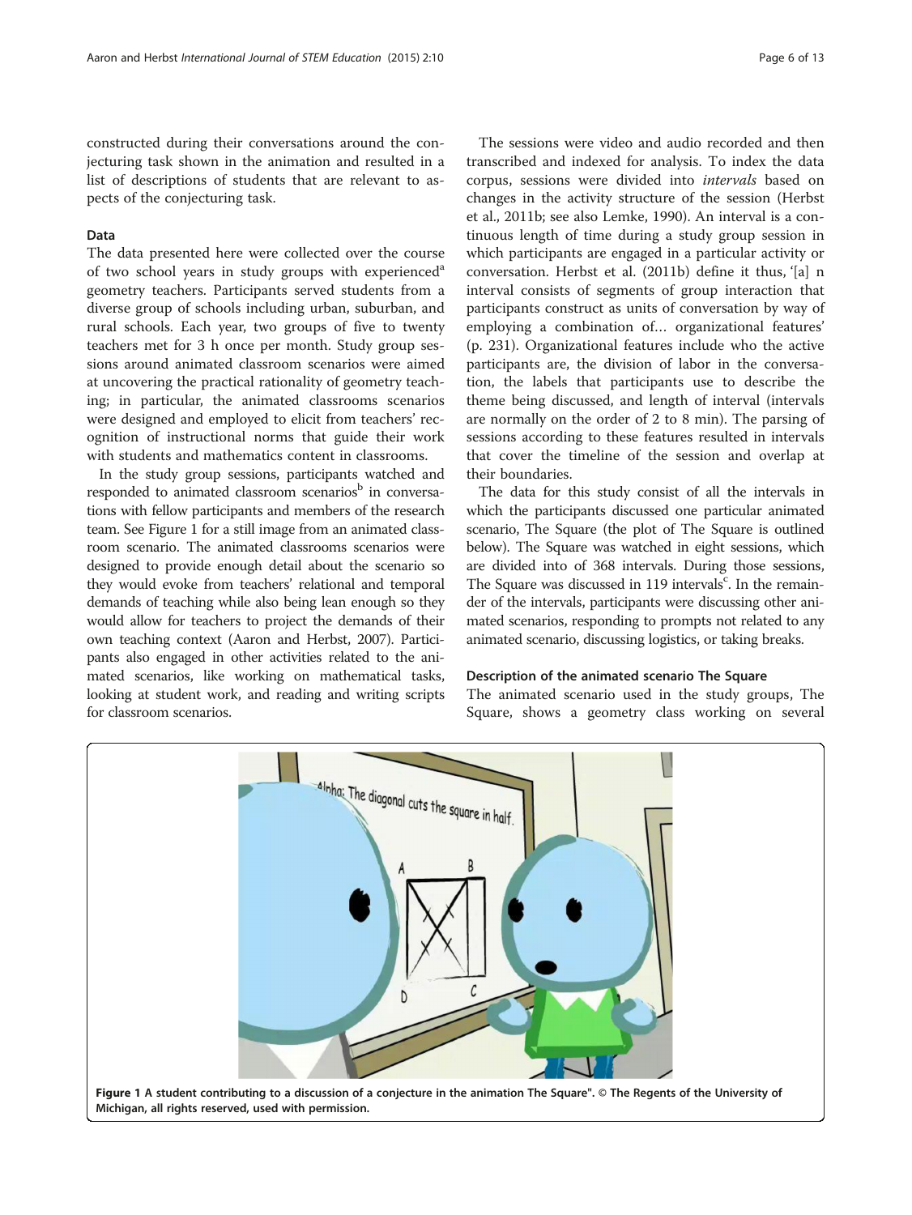constructed during their conversations around the conjecturing task shown in the animation and resulted in a list of descriptions of students that are relevant to aspects of the conjecturing task.

### Data

The data presented here were collected over the course of two school years in study groups with experienced[a] geometry teachers. Participants served students from a diverse group of schools including urban, suburban, and rural schools. Each year, two groups of five to twenty teachers met for 3 h once per month. Study group sessions around animated classroom scenarios were aimed at uncovering the practical rationality of geometry teaching; in particular, the animated classrooms scenarios were designed and employed to elicit from teachers' recognition of instructional norms that guide their work with students and mathematics content in classrooms.

In the study group sessions, participants watched and responded to animated classroom scenarios[b] in conversations with fellow participants and members of the research team. See Figure 1 for a still image from an animated classroom scenario. The animated classrooms scenarios were designed to provide enough detail about the scenario so they would evoke from teachers' relational and temporal demands of teaching while also being lean enough so they would allow for teachers to project the demands of their own teaching context (Aaron and Herbst, 2007). Participants also engaged in other activities related to the animated scenarios, like working on mathematical tasks, looking at student work, and reading and writing scripts for classroom scenarios.

The sessions were video and audio recorded and then transcribed and indexed for analysis. To index the data corpus, sessions were divided into *intervals* based on changes in the activity structure of the session (Herbst et al., 2011b; see also Lemke, 1990). An interval is a continuous length of time during a study group session in which participants are engaged in a particular activity or conversation. Herbst et al. (2011b) define it thus, '[a] n interval consists of segments of group interaction that participants construct as units of conversation by way of employing a combination of… organizational features' (p. 231). Organizational features include who the active participants are, the division of labor in the conversation, the labels that participants use to describe the theme being discussed, and length of interval (intervals are normally on the order of 2 to 8 min). The parsing of sessions according to these features resulted in intervals that cover the timeline of the session and overlap at their boundaries.

The data for this study consist of all the intervals in which the participants discussed one particular animated scenario, The Square (the plot of The Square is outlined below). The Square was watched in eight sessions, which are divided into of 368 intervals. During those sessions, The Square was discussed in 119 intervals[c]. In the remainder of the intervals, participants were discussing other animated scenarios, responding to prompts not related to any animated scenario, discussing logistics, or taking breaks.

### Description of the animated scenario The Square

The animated scenario used in the study groups, The Square, shows a geometry class working on several

Figure 1 A student contributing to a discussion of a conjecture in the animation The Square". © The Regents of the University of Michigan, all rights reserved, used with permission.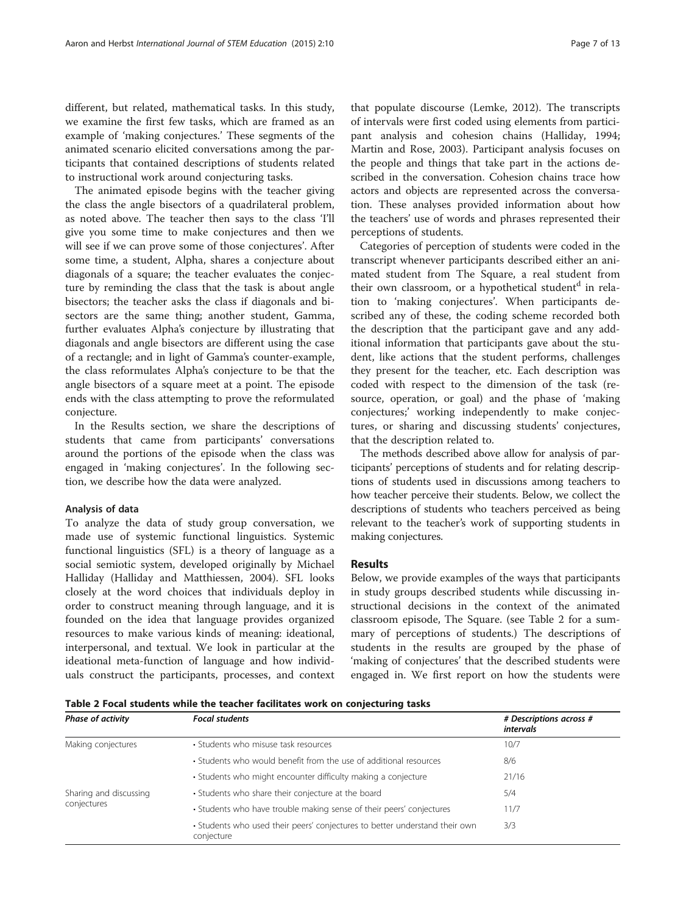different, but related, mathematical tasks. In this study, we examine the first few tasks, which are framed as an example of 'making conjectures.' These segments of the animated scenario elicited conversations among the participants that contained descriptions of students related to instructional work around conjecturing tasks.

The animated episode begins with the teacher giving the class the angle bisectors of a quadrilateral problem, as noted above. The teacher then says to the class 'I'll give you some time to make conjectures and then we will see if we can prove some of those conjectures'. After some time, a student, Alpha, shares a conjecture about diagonals of a square; the teacher evaluates the conjecture by reminding the class that the task is about angle bisectors; the teacher asks the class if diagonals and bisectors are the same thing; another student, Gamma, further evaluates Alpha's conjecture by illustrating that diagonals and angle bisectors are different using the case of a rectangle; and in light of Gamma's counter-example, the class reformulates Alpha's conjecture to be that the angle bisectors of a square meet at a point. The episode ends with the class attempting to prove the reformulated conjecture.

In the Results section, we share the descriptions of students that came from participants' conversations around the portions of the episode when the class was engaged in 'making conjectures'. In the following section, we describe how the data were analyzed.

### Analysis of data

To analyze the data of study group conversation, we made use of systemic functional linguistics. Systemic functional linguistics (SFL) is a theory of language as a social semiotic system, developed originally by Michael Halliday (Halliday and Matthiessen, 2004). SFL looks closely at the word choices that individuals deploy in order to construct meaning through language, and it is founded on the idea that language provides organized resources to make various kinds of meaning: ideational, interpersonal, and textual. We look in particular at the ideational meta-function of language and how individuals construct the participants, processes, and context that populate discourse (Lemke, 2012). The transcripts of intervals were first coded using elements from participant analysis and cohesion chains (Halliday, 1994; Martin and Rose, 2003). Participant analysis focuses on the people and things that take part in the actions described in the conversation. Cohesion chains trace how actors and objects are represented across the conversation. These analyses provided information about how the teachers' use of words and phrases represented their perceptions of students.

Categories of perception of students were coded in the transcript whenever participants described either an animated student from The Square, a real student from their own classroom, or a hypothetical student[d] in relation to 'making conjectures'. When participants described any of these, the coding scheme recorded both the description that the participant gave and any additional information that participants gave about the student, like actions that the student performs, challenges they present for the teacher, etc. Each description was coded with respect to the dimension of the task (resource, operation, or goal) and the phase of 'making conjectures;' working independently to make conjectures, or sharing and discussing students' conjectures, that the description related to.

The methods described above allow for analysis of participants' perceptions of students and for relating descriptions of students used in discussions among teachers to how teacher perceive their students. Below, we collect the descriptions of students who teachers perceived as being relevant to the teacher's work of supporting students in making conjectures.

## Results

Below, we provide examples of the ways that participants in study groups described students while discussing instructional decisions in the context of the animated classroom episode, The Square. (see Table 2 for a summary of perceptions of students.) The descriptions of students in the results are grouped by the phase of 'making of conjectures' that the described students were engaged in. We first report on how the students were

**Table 2 Focal students while the teacher facilitates work on conjecturing tasks**

| *Phase of activity* | *Focal students* | *# Descriptions across # intervals* |
|---|---|---|
| Making conjectures | • Students who misuse task resources | 10/7 |
| | • Students who would benefit from the use of additional resources | 8/6 |
| | • Students who might encounter difficulty making a conjecture | 21/16 |
| Sharing and discussing conjectures | • Students who share their conjecture at the board | 5/4 |
| | • Students who have trouble making sense of their peers' conjectures | 11/7 |
| | • Students who used their peers' conjectures to better understand their own conjecture | 3/3 |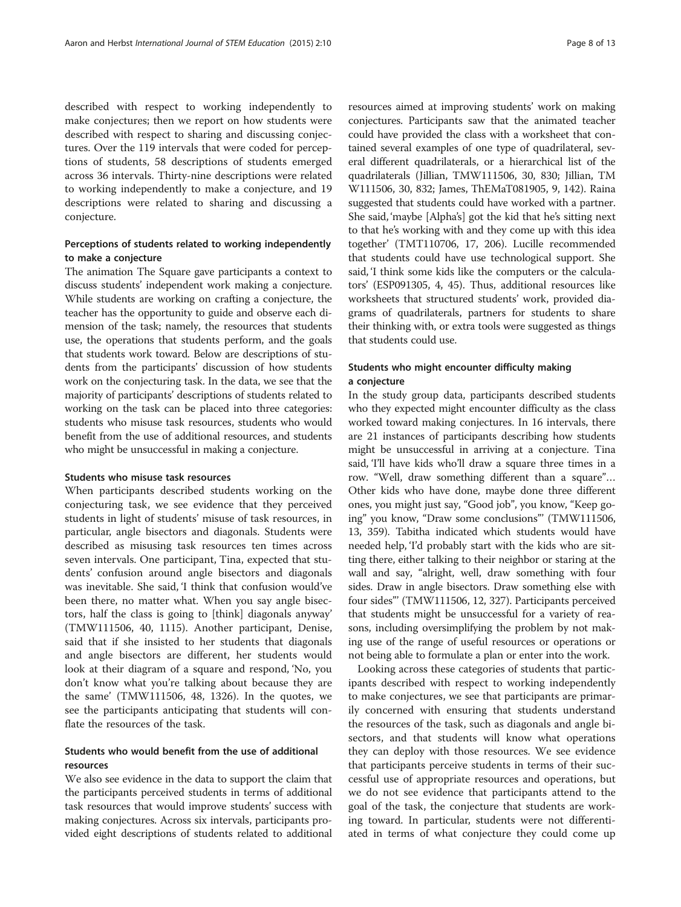described with respect to working independently to make conjectures; then we report on how students were described with respect to sharing and discussing conjectures. Over the 119 intervals that were coded for perceptions of students, 58 descriptions of students emerged across 36 intervals. Thirty-nine descriptions were related to working independently to make a conjecture, and 19 descriptions were related to sharing and discussing a conjecture.

### Perceptions of students related to working independently to make a conjecture

The animation The Square gave participants a context to discuss students' independent work making a conjecture. While students are working on crafting a conjecture, the teacher has the opportunity to guide and observe each dimension of the task; namely, the resources that students use, the operations that students perform, and the goals that students work toward. Below are descriptions of students from the participants' discussion of how students work on the conjecturing task. In the data, we see that the majority of participants' descriptions of students related to working on the task can be placed into three categories: students who misuse task resources, students who would benefit from the use of additional resources, and students who might be unsuccessful in making a conjecture.

#### Students who misuse task resources

When participants described students working on the conjecturing task, we see evidence that they perceived students in light of students' misuse of task resources, in particular, angle bisectors and diagonals. Students were described as misusing task resources ten times across seven intervals. One participant, Tina, expected that students' confusion around angle bisectors and diagonals was inevitable. She said, 'I think that confusion would've been there, no matter what. When you say angle bisectors, half the class is going to [think] diagonals anyway' (TMW111506, 40, 1115). Another participant, Denise, said that if she insisted to her students that diagonals and angle bisectors are different, her students would look at their diagram of a square and respond, 'No, you don't know what you're talking about because they are the same' (TMW111506, 48, 1326). In the quotes, we see the participants anticipating that students will conflate the resources of the task.

#### Students who would benefit from the use of additional resources

We also see evidence in the data to support the claim that the participants perceived students in terms of additional task resources that would improve students' success with making conjectures. Across six intervals, participants provided eight descriptions of students related to additional resources aimed at improving students' work on making conjectures. Participants saw that the animated teacher could have provided the class with a worksheet that contained several examples of one type of quadrilateral, several different quadrilaterals, or a hierarchical list of the quadrilaterals (Jillian, TMW111506, 30, 830; Jillian, TMW111506, 30, 832; James, ThEMaT081905, 9, 142). Raina suggested that students could have worked with a partner. She said, 'maybe [Alpha's] got the kid that he's sitting next to that he's working with and they come up with this idea together' (TMT110706, 17, 206). Lucille recommended that students could have use technological support. She said, 'I think some kids like the computers or the calculators' (ESP091305, 4, 45). Thus, additional resources like worksheets that structured students' work, provided diagrams of quadrilaterals, partners for students to share their thinking with, or extra tools were suggested as things that students could use.

#### Students who might encounter difficulty making a conjecture

In the study group data, participants described students who they expected might encounter difficulty as the class worked toward making conjectures. In 16 intervals, there are 21 instances of participants describing how students might be unsuccessful in arriving at a conjecture. Tina said, 'I'll have kids who'll draw a square three times in a row. "Well, draw something different than a square"… Other kids who have done, maybe done three different ones, you might just say, "Good job", you know, "Keep going" you know, "Draw some conclusions"' (TMW111506, 13, 359). Tabitha indicated which students would have needed help, 'I'd probably start with the kids who are sitting there, either talking to their neighbor or staring at the wall and say, "alright, well, draw something with four sides. Draw in angle bisectors. Draw something else with four sides"' (TMW111506, 12, 327). Participants perceived that students might be unsuccessful for a variety of reasons, including oversimplifying the problem by not making use of the range of useful resources or operations or not being able to formulate a plan or enter into the work.

Looking across these categories of students that participants described with respect to working independently to make conjectures, we see that participants are primarily concerned with ensuring that students understand the resources of the task, such as diagonals and angle bisectors, and that students will know what operations they can deploy with those resources. We see evidence that participants perceive students in terms of their successful use of appropriate resources and operations, but we do not see evidence that participants attend to the goal of the task, the conjecture that students are working toward. In particular, students were not differentiated in terms of what conjecture they could come up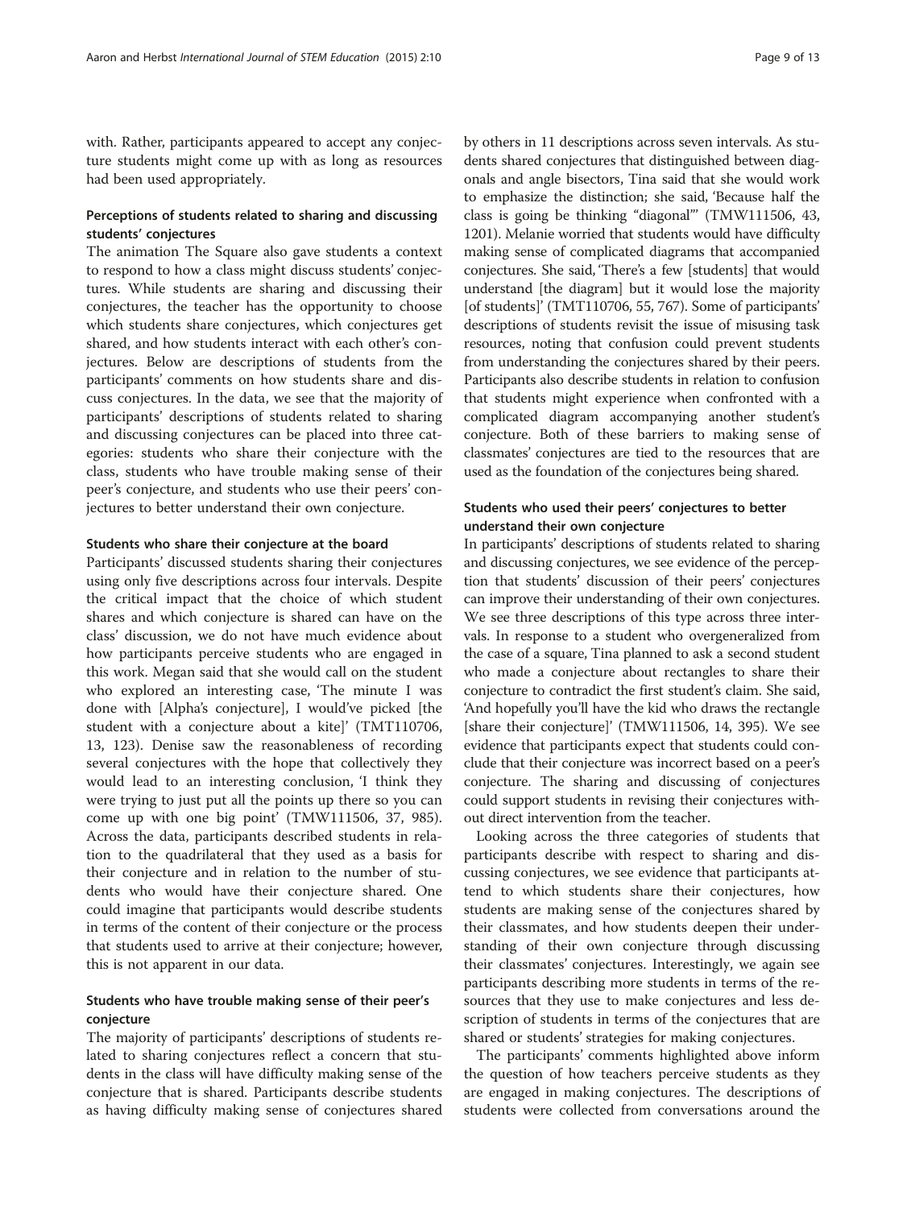with. Rather, participants appeared to accept any conjecture students might come up with as long as resources had been used appropriately.

### Perceptions of students related to sharing and discussing students' conjectures

The animation The Square also gave students a context to respond to how a class might discuss students' conjectures. While students are sharing and discussing their conjectures, the teacher has the opportunity to choose which students share conjectures, which conjectures get shared, and how students interact with each other's conjectures. Below are descriptions of students from the participants' comments on how students share and discuss conjectures. In the data, we see that the majority of participants' descriptions of students related to sharing and discussing conjectures can be placed into three categories: students who share their conjecture with the class, students who have trouble making sense of their peer's conjecture, and students who use their peers' conjectures to better understand their own conjecture.

#### Students who share their conjecture at the board

Participants' discussed students sharing their conjectures using only five descriptions across four intervals. Despite the critical impact that the choice of which student shares and which conjecture is shared can have on the class' discussion, we do not have much evidence about how participants perceive students who are engaged in this work. Megan said that she would call on the student who explored an interesting case, 'The minute I was done with [Alpha's conjecture], I would've picked [the student with a conjecture about a kite]' (TMT110706, 13, 123). Denise saw the reasonableness of recording several conjectures with the hope that collectively they would lead to an interesting conclusion, 'I think they were trying to just put all the points up there so you can come up with one big point' (TMW111506, 37, 985). Across the data, participants described students in relation to the quadrilateral that they used as a basis for their conjecture and in relation to the number of students who would have their conjecture shared. One could imagine that participants would describe students in terms of the content of their conjecture or the process that students used to arrive at their conjecture; however, this is not apparent in our data.

### Students who have trouble making sense of their peer's conjecture

The majority of participants' descriptions of students related to sharing conjectures reflect a concern that students in the class will have difficulty making sense of the conjecture that is shared. Participants describe students as having difficulty making sense of conjectures shared by others in 11 descriptions across seven intervals. As students shared conjectures that distinguished between diagonals and angle bisectors, Tina said that she would work to emphasize the distinction; she said, 'Because half the class is going be thinking "diagonal"' (TMW111506, 43, 1201). Melanie worried that students would have difficulty making sense of complicated diagrams that accompanied conjectures. She said, 'There's a few [students] that would understand [the diagram] but it would lose the majority [of students]' (TMT110706, 55, 767). Some of participants' descriptions of students revisit the issue of misusing task resources, noting that confusion could prevent students from understanding the conjectures shared by their peers. Participants also describe students in relation to confusion that students might experience when confronted with a complicated diagram accompanying another student's conjecture. Both of these barriers to making sense of classmates' conjectures are tied to the resources that are used as the foundation of the conjectures being shared.

### Students who used their peers' conjectures to better understand their own conjecture

In participants' descriptions of students related to sharing and discussing conjectures, we see evidence of the perception that students' discussion of their peers' conjectures can improve their understanding of their own conjectures. We see three descriptions of this type across three intervals. In response to a student who overgeneralized from the case of a square, Tina planned to ask a second student who made a conjecture about rectangles to share their conjecture to contradict the first student's claim. She said, 'And hopefully you'll have the kid who draws the rectangle [share their conjecture]' (TMW111506, 14, 395). We see evidence that participants expect that students could conclude that their conjecture was incorrect based on a peer's conjecture. The sharing and discussing of conjectures could support students in revising their conjectures without direct intervention from the teacher.

Looking across the three categories of students that participants describe with respect to sharing and discussing conjectures, we see evidence that participants attend to which students share their conjectures, how students are making sense of the conjectures shared by their classmates, and how students deepen their understanding of their own conjecture through discussing their classmates' conjectures. Interestingly, we again see participants describing more students in terms of the resources that they use to make conjectures and less description of students in terms of the conjectures that are shared or students' strategies for making conjectures.

The participants' comments highlighted above inform the question of how teachers perceive students as they are engaged in making conjectures. The descriptions of students were collected from conversations around the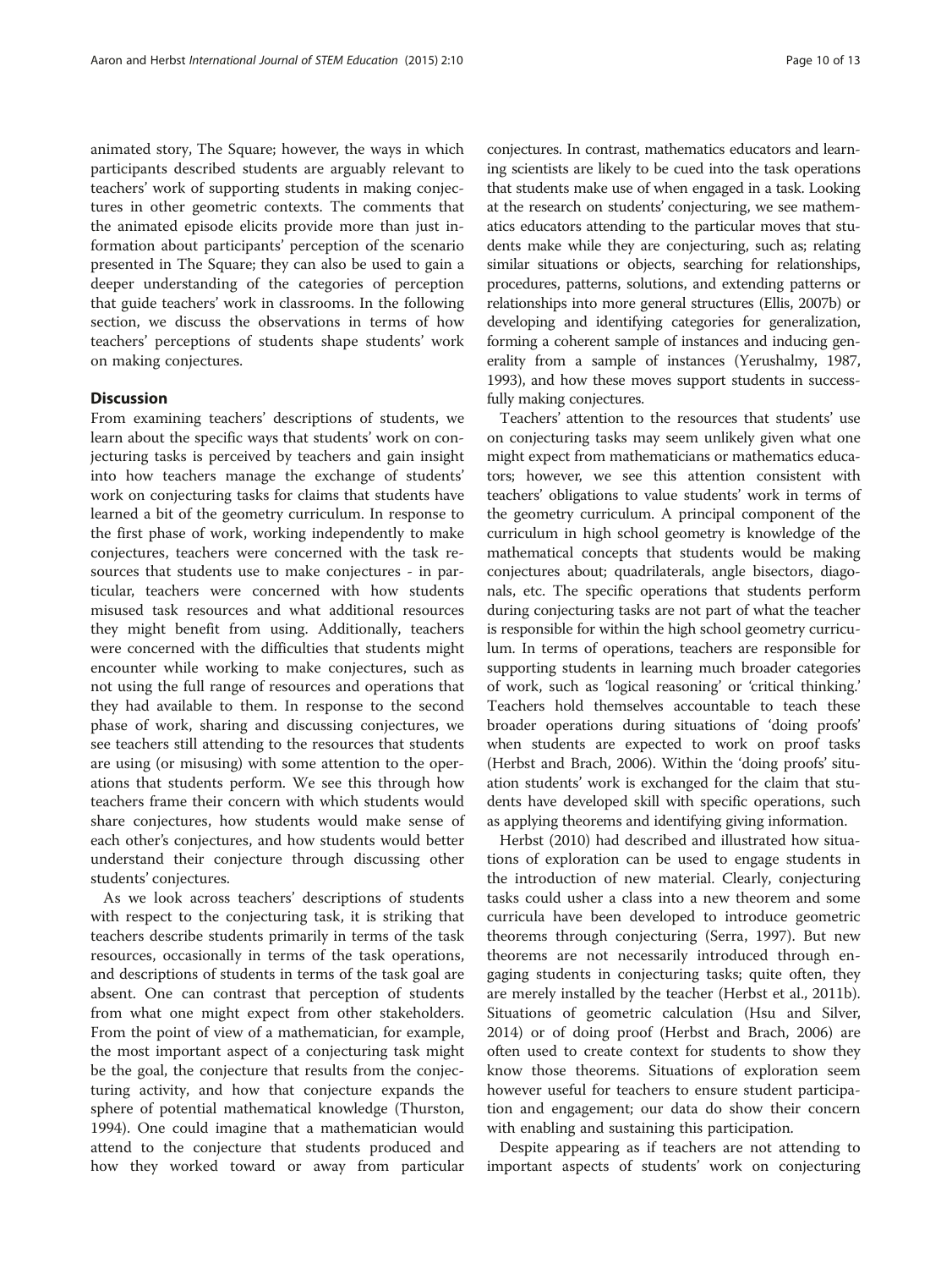animated story, The Square; however, the ways in which participants described students are arguably relevant to teachers' work of supporting students in making conjectures in other geometric contexts. The comments that the animated episode elicits provide more than just information about participants' perception of the scenario presented in The Square; they can also be used to gain a deeper understanding of the categories of perception that guide teachers' work in classrooms. In the following section, we discuss the observations in terms of how teachers' perceptions of students shape students' work on making conjectures.

## Discussion

From examining teachers' descriptions of students, we learn about the specific ways that students' work on conjecturing tasks is perceived by teachers and gain insight into how teachers manage the exchange of students' work on conjecturing tasks for claims that students have learned a bit of the geometry curriculum. In response to the first phase of work, working independently to make conjectures, teachers were concerned with the task resources that students use to make conjectures - in particular, teachers were concerned with how students misused task resources and what additional resources they might benefit from using. Additionally, teachers were concerned with the difficulties that students might encounter while working to make conjectures, such as not using the full range of resources and operations that they had available to them. In response to the second phase of work, sharing and discussing conjectures, we see teachers still attending to the resources that students are using (or misusing) with some attention to the operations that students perform. We see this through how teachers frame their concern with which students would share conjectures, how students would make sense of each other's conjectures, and how students would better understand their conjecture through discussing other students' conjectures.

As we look across teachers' descriptions of students with respect to the conjecturing task, it is striking that teachers describe students primarily in terms of the task resources, occasionally in terms of the task operations, and descriptions of students in terms of the task goal are absent. One can contrast that perception of students from what one might expect from other stakeholders. From the point of view of a mathematician, for example, the most important aspect of a conjecturing task might be the goal, the conjecture that results from the conjecturing activity, and how that conjecture expands the sphere of potential mathematical knowledge (Thurston, 1994). One could imagine that a mathematician would attend to the conjecture that students produced and how they worked toward or away from particular conjectures. In contrast, mathematics educators and learning scientists are likely to be cued into the task operations that students make use of when engaged in a task. Looking at the research on students' conjecturing, we see mathematics educators attending to the particular moves that students make while they are conjecturing, such as; relating similar situations or objects, searching for relationships, procedures, patterns, solutions, and extending patterns or relationships into more general structures (Ellis, 2007b) or developing and identifying categories for generalization, forming a coherent sample of instances and inducing generality from a sample of instances (Yerushalmy, 1987, 1993), and how these moves support students in successfully making conjectures.

Teachers' attention to the resources that students' use on conjecturing tasks may seem unlikely given what one might expect from mathematicians or mathematics educators; however, we see this attention consistent with teachers' obligations to value students' work in terms of the geometry curriculum. A principal component of the curriculum in high school geometry is knowledge of the mathematical concepts that students would be making conjectures about; quadrilaterals, angle bisectors, diagonals, etc. The specific operations that students perform during conjecturing tasks are not part of what the teacher is responsible for within the high school geometry curriculum. In terms of operations, teachers are responsible for supporting students in learning much broader categories of work, such as 'logical reasoning' or 'critical thinking.' Teachers hold themselves accountable to teach these broader operations during situations of 'doing proofs' when students are expected to work on proof tasks (Herbst and Brach, 2006). Within the 'doing proofs' situation students' work is exchanged for the claim that students have developed skill with specific operations, such as applying theorems and identifying giving information.

Herbst (2010) had described and illustrated how situations of exploration can be used to engage students in the introduction of new material. Clearly, conjecturing tasks could usher a class into a new theorem and some curricula have been developed to introduce geometric theorems through conjecturing (Serra, 1997). But new theorems are not necessarily introduced through engaging students in conjecturing tasks; quite often, they are merely installed by the teacher (Herbst et al., 2011b). Situations of geometric calculation (Hsu and Silver, 2014) or of doing proof (Herbst and Brach, 2006) are often used to create context for students to show they know those theorems. Situations of exploration seem however useful for teachers to ensure student participation and engagement; our data do show their concern with enabling and sustaining this participation.

Despite appearing as if teachers are not attending to important aspects of students' work on conjecturing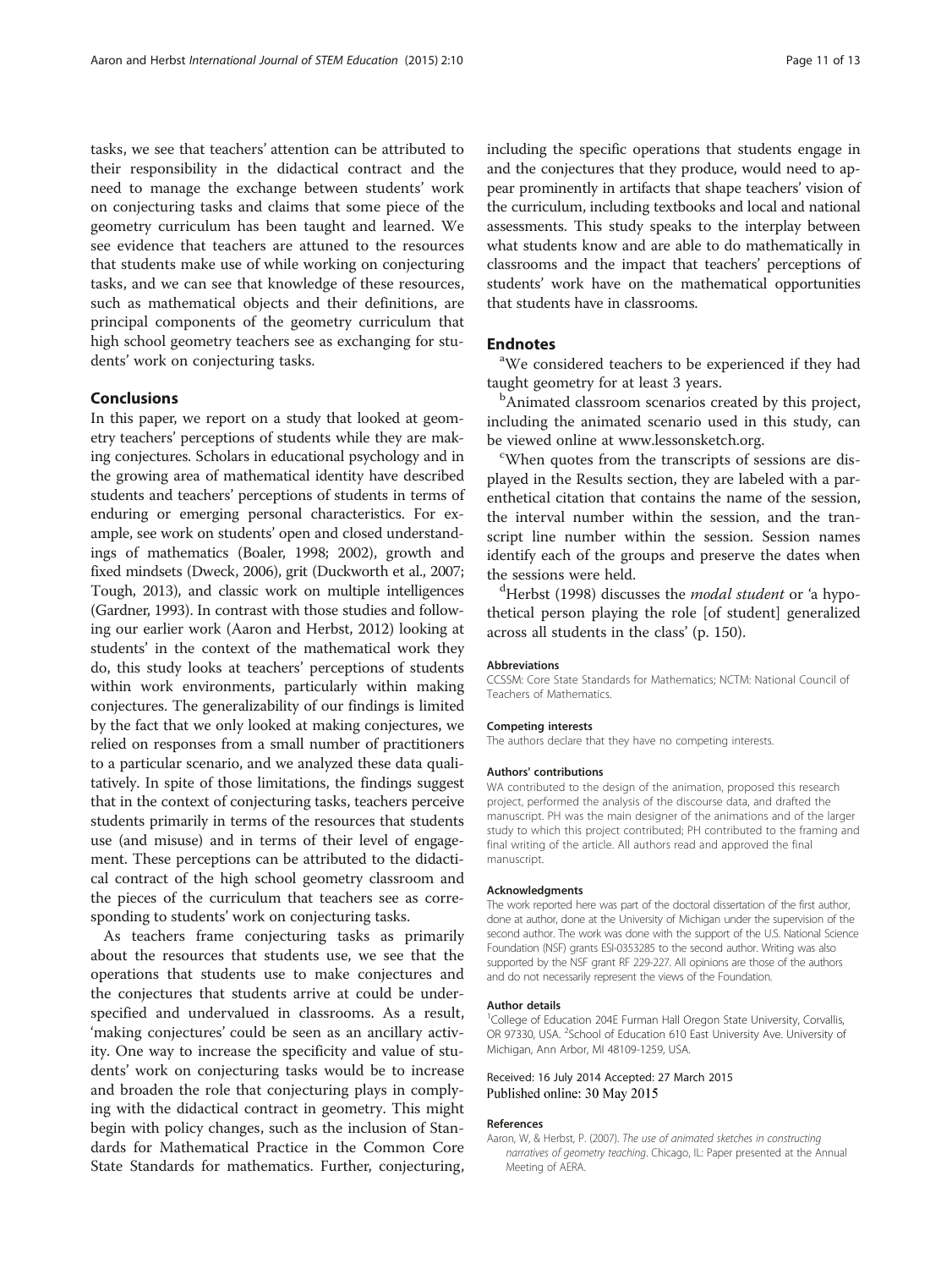tasks, we see that teachers' attention can be attributed to their responsibility in the didactical contract and the need to manage the exchange between students' work on conjecturing tasks and claims that some piece of the geometry curriculum has been taught and learned. We see evidence that teachers are attuned to the resources that students make use of while working on conjecturing tasks, and we can see that knowledge of these resources, such as mathematical objects and their definitions, are principal components of the geometry curriculum that high school geometry teachers see as exchanging for students' work on conjecturing tasks.

## Conclusions

In this paper, we report on a study that looked at geometry teachers' perceptions of students while they are making conjectures. Scholars in educational psychology and in the growing area of mathematical identity have described students and teachers' perceptions of students in terms of enduring or emerging personal characteristics. For example, see work on students' open and closed understandings of mathematics (Boaler, 1998; 2002), growth and fixed mindsets (Dweck, 2006), grit (Duckworth et al., 2007; Tough, 2013), and classic work on multiple intelligences (Gardner, 1993). In contrast with those studies and following our earlier work (Aaron and Herbst, 2012) looking at students' in the context of the mathematical work they do, this study looks at teachers' perceptions of students within work environments, particularly within making conjectures. The generalizability of our findings is limited by the fact that we only looked at making conjectures, we relied on responses from a small number of practitioners to a particular scenario, and we analyzed these data qualitatively. In spite of those limitations, the findings suggest that in the context of conjecturing tasks, teachers perceive students primarily in terms of the resources that students use (and misuse) and in terms of their level of engagement. These perceptions can be attributed to the didactical contract of the high school geometry classroom and the pieces of the curriculum that teachers see as corresponding to students' work on conjecturing tasks.

As teachers frame conjecturing tasks as primarily about the resources that students use, we see that the operations that students use to make conjectures and the conjectures that students arrive at could be underspecified and undervalued in classrooms. As a result, 'making conjectures' could be seen as an ancillary activity. One way to increase the specificity and value of students' work on conjecturing tasks would be to increase and broaden the role that conjecturing plays in complying with the didactical contract in geometry. This might begin with policy changes, such as the inclusion of Standards for Mathematical Practice in the Common Core State Standards for mathematics. Further, conjecturing, including the specific operations that students engage in and the conjectures that they produce, would need to appear prominently in artifacts that shape teachers' vision of the curriculum, including textbooks and local and national assessments. This study speaks to the interplay between what students know and are able to do mathematically in classrooms and the impact that teachers' perceptions of students' work have on the mathematical opportunities that students have in classrooms.

## Endnotes

[a]We considered teachers to be experienced if they had taught geometry for at least 3 years.

[b]Animated classroom scenarios created by this project, including the animated scenario used in this study, can be viewed online at www.lessonsketch.org.

[c]When quotes from the transcripts of sessions are displayed in the Results section, they are labeled with a parenthetical citation that contains the name of the session, the interval number within the session, and the transcript line number within the session. Session names identify each of the groups and preserve the dates when the sessions were held.

[d]Herbst (1998) discusses the *modal student* or 'a hypothetical person playing the role [of student] generalized across all students in the class' (p. 150).

#### Abbreviations

CCSSM: Core State Standards for Mathematics; NCTM: National Council of Teachers of Mathematics.

#### Competing interests

The authors declare that they have no competing interests.

#### Authors' contributions

WA contributed to the design of the animation, proposed this research project, performed the analysis of the discourse data, and drafted the manuscript. PH was the main designer of the animations and of the larger study to which this project contributed; PH contributed to the framing and final writing of the article. All authors read and approved the final manuscript.

#### Acknowledgments

The work reported here was part of the doctoral dissertation of the first author, done at author, done at the University of Michigan under the supervision of the second author. The work was done with the support of the U.S. National Science Foundation (NSF) grants ESI-0353285 to the second author. Writing was also supported by the NSF grant RF 229-227. All opinions are those of the authors and do not necessarily represent the views of the Foundation.

#### Author details

[1]College of Education 204E Furman Hall Oregon State University, Corvallis, OR 97330, USA. [2]School of Education 610 East University Ave. University of Michigan, Ann Arbor, MI 48109-1259, USA.

Received: 16 July 2014 Accepted: 27 March 2015
Published online: 30 May 2015

#### References

Aaron, W, & Herbst, P. (2007). *The use of animated sketches in constructing narratives of geometry teaching*. Chicago, IL: Paper presented at the Annual Meeting of AERA.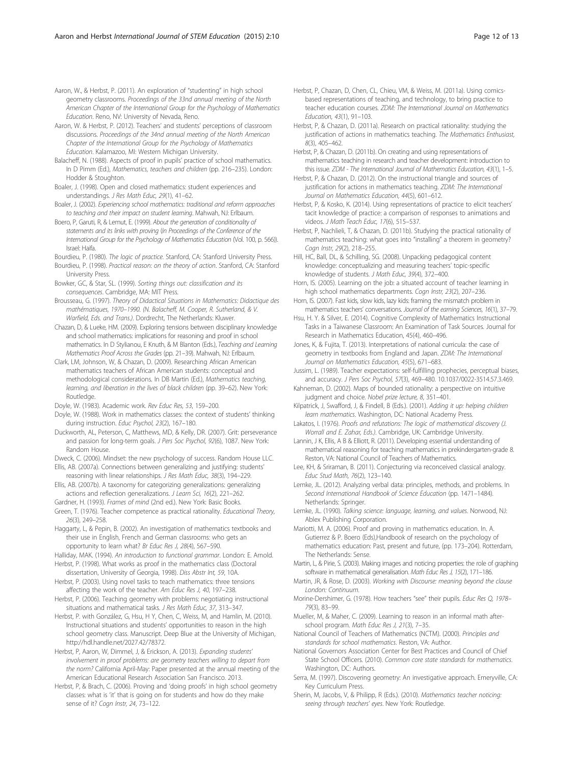Aaron, W., & Herbst, P. (2011). An exploration of "studenting" in high school geometry classrooms. *Proceedings of the 33nd annual meeting of the North American Chapter of the International Group for the Psychology of Mathematics Education*. Reno, NV: University of Nevada, Reno.

Aaron, W. & Herbst, P. (2012). Teachers' and students' perceptions of classroom discussions. *Proceedings of the 34nd annual meeting of the North American Chapter of the International Group for the Psychology of Mathematics Education*. Kalamazoo, MI: Western Michigan University.

Balacheff, N. (1988). Aspects of proof in pupils' practice of school mathematics. In D Pimm (Ed.), *Mathematics, teachers and children* (pp. 216–235). London: Hodder & Stoughton.

Boaler, J. (1998). Open and closed mathematics: student experiences and understandings. *J Res Math Educ, 29*(1), 41–62.

Boaler, J. (2002). *Experiencing school mathematics: traditional and reform approaches to teaching and their impact on student learning*. Mahwah, NJ: Erlbaum.

Boero, P, Garuti, R, & Lemut, E. (1999). *About the generation of conditionality of statements and its links with proving* (*In Proceedings of the Conference of the International Group for the Psychology of Mathematics Education* (Vol. 100, p. 566)). Israel: Haifa.

Bourdieu, P. (1980). *The logic of practice*. Stanford, CA: Stanford University Press.

Bourdieu, P. (1998). *Practical reason: on the theory of action*. Stanford, CA: Stanford University Press.

Bowker, GC, & Star, SL. (1999). *Sorting things out: classification and its consequences*. Cambridge, MA: MIT Press.

Brousseau, G. (1997). *Theory of Didactical Situations in Mathematics: Didactique des mathématiques, 1970–1990. (N. Balacheff, M. Cooper, R. Sutherland, & V. Warfield, Eds. and Trans.)*. Dordrecht, The Netherlands: Kluwer.

Chazan, D, & Lueke, HM. (2009). Exploring tensions between disciplinary knowledge and school mathematics: implications for reasoning and proof in school mathematics. In D Stylianou, E Knuth, & M Blanton (Eds.), *Teaching and Learning Mathematics Proof Across the Grades* (pp. 21–39). Mahwah, NJ: Erlbaum.

Clark, LM, Johnson, W, & Chazan, D. (2009). Researching African American mathematics teachers of African American students: conceptual and methodological considerations. In DB Martin (Ed.), *Mathematics teaching, learning, and liberation in the lives of black children* (pp. 39–62). New York: Routledge.

Doyle, W. (1983). Academic work. *Rev Educ Res, 53*, 159–200.

Doyle, W. (1988). Work in mathematics classes: the context of students' thinking during instruction. *Educ Psychol, 23*(2), 167–180.

Duckworth, AL, Peterson, C, Matthews, MD, & Kelly, DR. (2007). Grit: perseverance and passion for long-term goals. *J Pers Soc Psychol, 92*(6), 1087. New York: Random House.

Dweck, C. (2006). Mindset: the new psychology of success. Random House LLC.

Ellis, AB. (2007a). Connections between generalizing and justifying: students' reasoning with linear relationships. *J Res Math Educ, 38*(3), 194–229.

Ellis, AB. (2007b). A taxonomy for categorizing generalizations: generalizing actions and reflection generalizations. *J Learn Sci, 16*(2), 221–262.

Gardner, H. (1993). *Frames of mind* (2nd ed.). New York: Basic Books.

Green, T. (1976). Teacher competence as practical rationality. *Educational Theory, 26*(3), 249–258.

Haggarty, L, & Pepin, B. (2002). An investigation of mathematics textbooks and their use in English, French and German classrooms: who gets an opportunity to learn what? *Br Educ Res J, 28*(4), 567–590.

Halliday, MAK. (1994). *An introduction to functional grammar*. London: E. Arnold.

Herbst, P. (1998). What works as proof in the mathematics class (Doctoral dissertation, University of Georgia, 1998). *Diss Abstr Int, 59*, 10A.

Herbst, P. (2003). Using novel tasks to teach mathematics: three tensions affecting the work of the teacher. *Am Educ Res J, 40*, 197–238.

Herbst, P. (2006). Teaching geometry with problems: negotiating instructional situations and mathematical tasks. *J Res Math Educ, 37*, 313–347.

Herbst, P. with González, G, Hsu, H Y, Chen, C, Weiss, M, and Hamlin, M. (2010). Instructional situations and students' opportunities to reason in the high school geometry class. Manuscript. Deep Blue at the University of Michigan, http://hdl.handle.net/2027.42/78372.

Herbst, P, Aaron, W, Dimmel, J, & Erickson, A. (2013). *Expanding students' involvement in proof problems: are geometry teachers willing to depart from the norm?* California April-May: Paper presented at the annual meeting of the American Educational Research Association San Francisco. 2013.

Herbst, P, & Brach, C. (2006). Proving and 'doing proofs' in high school geometry classes: what is 'it' that is going on for students and how do they make sense of it? *Cogn Instr, 24*, 73–122.

Herbst, P, Chazan, D, Chen, CL, Chieu, VM, & Weiss, M. (2011a). Using comics-based representations of teaching, and technology, to bring practice to teacher education courses. *ZDM: The International Journal on Mathematics Education, 43*(1), 91–103.

Herbst, P, & Chazan, D. (2011a). Research on practical rationality: studying the justification of actions in mathematics teaching. *The Mathematics Enthusiast, 8*(3), 405–462.

Herbst, P, & Chazan, D. (2011b). On creating and using representations of mathematics teaching in research and teacher development: introduction to this issue. *ZDM - The International Journal of Mathematics Education, 43*(1), 1–5.

Herbst, P, & Chazan, D. (2012). On the instructional triangle and sources of justification for actions in mathematics teaching. *ZDM: The International Journal on Mathematics Education, 44*(5), 601–612.

Herbst, P, & Kosko, K. (2014). Using representations of practice to elicit teachers' tacit knowledge of practice: a comparison of responses to animations and videos. *J Math Teach Educ, 17*(6), 515–537.

Herbst, P, Nachlieli, T, & Chazan, D. (2011b). Studying the practical rationality of mathematics teaching: what goes into "installing" a theorem in geometry? *Cogn Instr, 29*(2), 218–255.

Hill, HC, Ball, DL, & Schilling, SG. (2008). Unpacking pedagogical content knowledge: conceptualizing and measuring teachers' topic-specific knowledge of students. *J Math Educ, 39*(4), 372–400.

Horn, IS. (2005). Learning on the job: a situated account of teacher learning in high school mathematics departments. *Cogn Instr, 23*(2), 207–236.

Horn, IS. (2007). Fast kids, slow kids, lazy kids: framing the mismatch problem in mathematics teachers' conversations. *Journal of the earning Sciences, 16*(1), 37–79.

Hsu, H. Y. & Silver, E. (2014). Cognitive Complexity of Mathematics Instructional Tasks in a Taiwanese Classroom: An Examination of Task Sources. Journal for Research in Mathematics Education, 45(4), 460–496.

Jones, K, & Fujita, T. (2013). Interpretations of national curricula: the case of geometry in textbooks from England and Japan. *ZDM: The International Journal on Mathematics Education, 45*(5), 671–683.

Jussim, L. (1989). Teacher expectations: self-fulfilling prophecies, perceptual biases, and accuracy. *J Pers Soc Psychol, 57*(3), 469–480. 10.1037/0022-3514.57.3.469.

Kahneman, D. (2002). Maps of bounded rationality: a perspective on intuitive judgment and choice. *Nobel prize lecture, 8*, 351–401.

Kilpatrick, J, Swafford, J, & Findell, B (Eds.). (2001). *Adding it up: helping children learn mathematics*. Washington, DC: National Academy Press.

Lakatos, I. (1976). *Proofs and refutations: The logic of mathematical discovery (J. Worrall and E. Zahar, Eds.)*. Cambridge, UK: Cambridge University.

Lannin, J K, Ellis, A B & Elliott, R. (2011). Developing essential understanding of mathematical reasoning for teaching mathematics in prekindergarten-grade 8. Reston, VA: National Council of Teachers of Mathematics.

Lee, KH, & Sriraman, B. (2011). Conjecturing via reconceived classical analogy. *Educ Stud Math, 76*(2), 123–140.

Lemke, JL. (2012). Analyzing verbal data: principles, methods, and problems. In *Second International Handbook of Science Education* (pp. 1471–1484). Netherlands: Springer.

Lemke, JL. (1990). *Talking science: language, learning, and values*. Norwood, NJ: Ablex Publishing Corporation.

Mariotti, M. A. (2006). Proof and proving in mathematics education. In. A. Gutierrez & P. Boero (Eds),Handbook of research on the psychology of mathematics education: Past, present and future, (pp. 173–204). Rotterdam, The Netherlands: Sense.

Martin, L, & Pirie, S. (2003). Making images and noticing properties: the role of graphing software in mathematical generalisation. *Math Educ Res J, 15*(2), 171–186.

Martin, JR, & Rose, D. (2003). *Working with Discourse: meaning beyond the clause London: Continuum.*

Morine-Dershimer, G. (1978). How teachers "see" their pupils. *Educ Res Q, 1978–79*(3), 83–99.

Mueller, M, & Maher, C. (2009). Learning to reason in an informal math after-school program. *Math Educ Res J, 21*(3), 7–35.

National Council of Teachers of Mathematics (NCTM). (2000). *Principles and standards for school mathematics*. Reston, VA: Author.

National Governors Association Center for Best Practices and Council of Chief State School Officers. (2010). *Common core state standards for mathematics*. Washington, DC: Authors.

Serra, M. (1997). Discovering geometry: An investigative approach. Emeryville, CA: Key Curriculum Press.

Sherin, M, Jacobs, V, & Philipp, R (Eds.). (2010). *Mathematics teacher noticing: seeing through teachers' eyes*. New York: Routledge.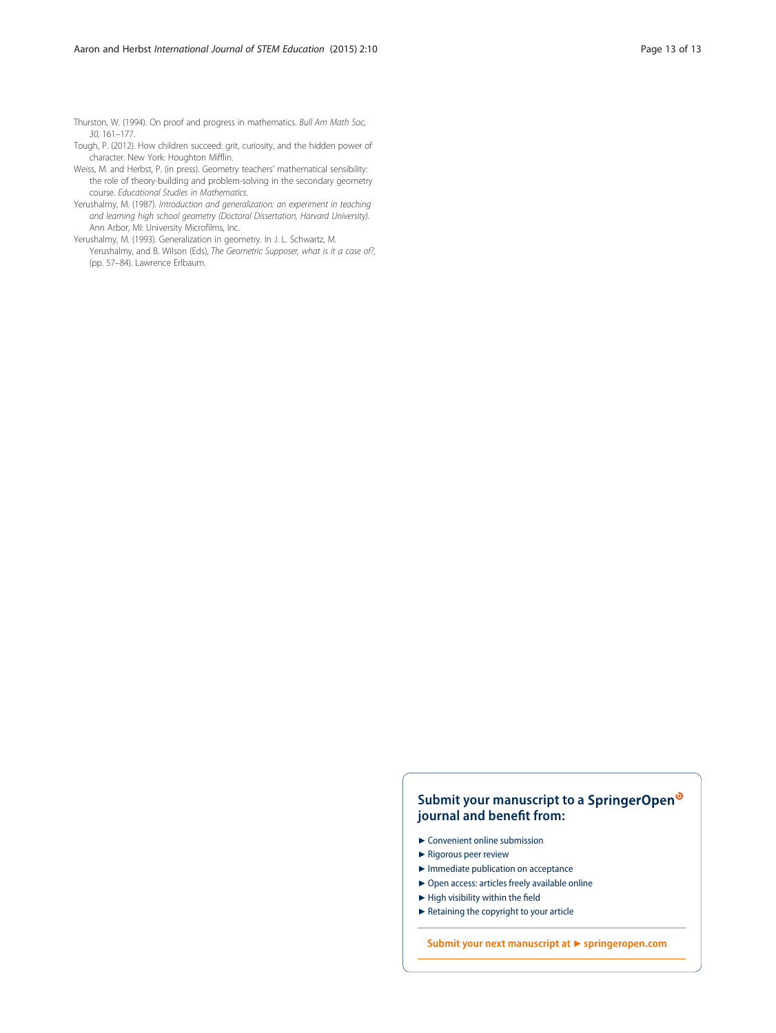Thurston, W. (1994). On proof and progress in mathematics. *Bull Am Math Soc, 30*, 161–177.

Tough, P. (2012). How children succeed: grit, curiosity, and the hidden power of character. New York: Houghton Mifflin.

Weiss, M. and Herbst, P. (in press). Geometry teachers' mathematical sensibility: the role of theory-building and problem-solving in the secondary geometry course. *Educational Studies in Mathematics*.

Yerushalmy, M. (1987). *Introduction and generalization: an experiment in teaching and learning high school geometry (Doctoral Dissertation, Harvard University)*. Ann Arbor, MI: University Microfilms, Inc.

Yerushalmy, M. (1993). Generalization in geometry. In J. L. Schwartz, M. Yerushalmy, and B. Wilson (Eds), *The Geometric Supposer, what is it a case of?*, (pp. 57–84). Lawrence Erlbaum.

**Submit your manuscript to a SpringerOpen journal and benefit from:**

- ► Convenient online submission
- ► Rigorous peer review
- ► Immediate publication on acceptance
- ► Open access: articles freely available online
- ► High visibility within the field
- ► Retaining the copyright to your article

**Submit your next manuscript at ► springeropen.com**